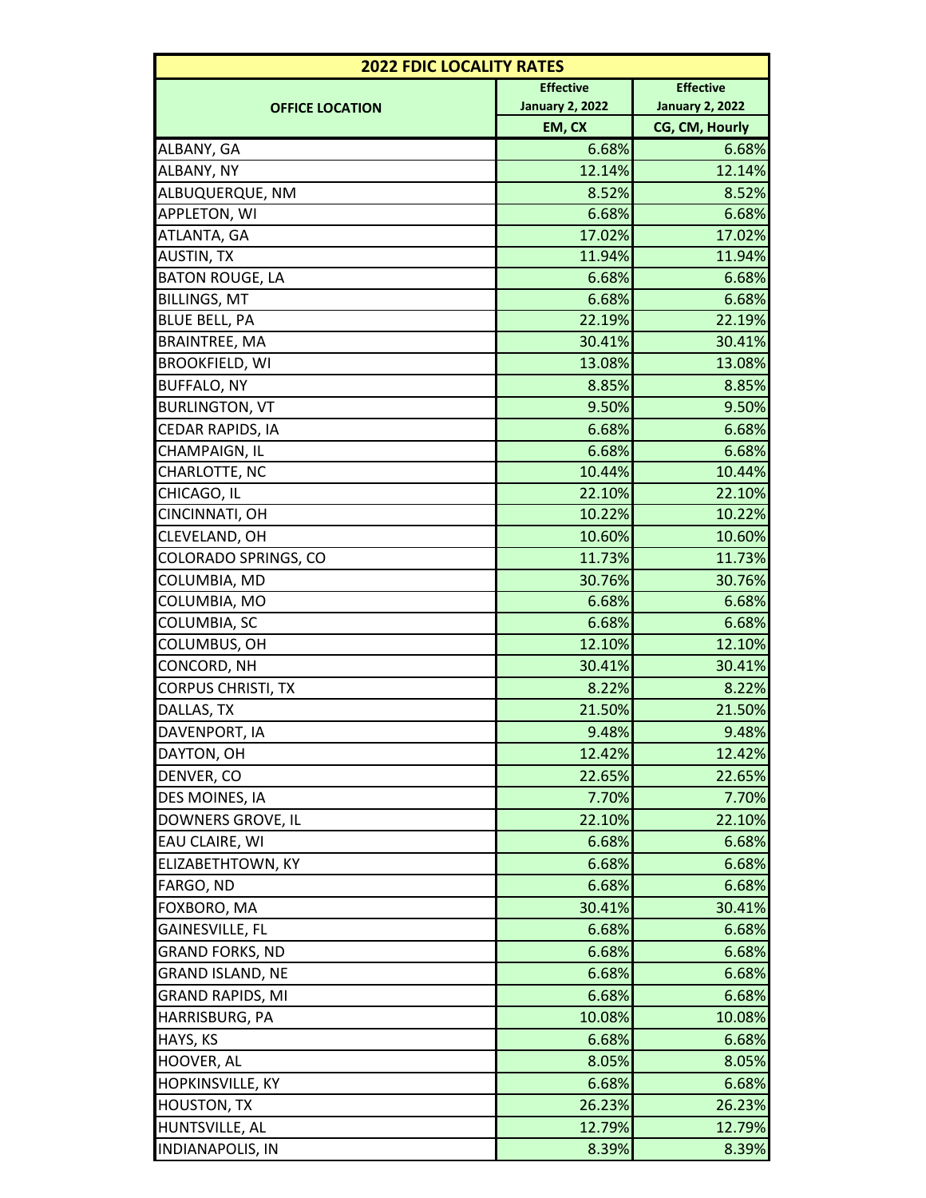| 2022 FDIC LOCALITY RATES | | |
|---|---|---|
| OFFICE LOCATION | Effective January 2, 2022 EM, CX | Effective January 2, 2022 CG, CM, Hourly |
| ALBANY, GA | 6.68% | 6.68% |
| ALBANY, NY | 12.14% | 12.14% |
| ALBUQUERQUE, NM | 8.52% | 8.52% |
| APPLETON, WI | 6.68% | 6.68% |
| ATLANTA, GA | 17.02% | 17.02% |
| AUSTIN, TX | 11.94% | 11.94% |
| BATON ROUGE, LA | 6.68% | 6.68% |
| BILLINGS, MT | 6.68% | 6.68% |
| BLUE BELL, PA | 22.19% | 22.19% |
| BRAINTREE, MA | 30.41% | 30.41% |
| BROOKFIELD, WI | 13.08% | 13.08% |
| BUFFALO, NY | 8.85% | 8.85% |
| BURLINGTON, VT | 9.50% | 9.50% |
| CEDAR RAPIDS, IA | 6.68% | 6.68% |
| CHAMPAIGN, IL | 6.68% | 6.68% |
| CHARLOTTE, NC | 10.44% | 10.44% |
| CHICAGO, IL | 22.10% | 22.10% |
| CINCINNATI, OH | 10.22% | 10.22% |
| CLEVELAND, OH | 10.60% | 10.60% |
| COLORADO SPRINGS, CO | 11.73% | 11.73% |
| COLUMBIA, MD | 30.76% | 30.76% |
| COLUMBIA, MO | 6.68% | 6.68% |
| COLUMBIA, SC | 6.68% | 6.68% |
| COLUMBUS, OH | 12.10% | 12.10% |
| CONCORD, NH | 30.41% | 30.41% |
| CORPUS CHRISTI, TX | 8.22% | 8.22% |
| DALLAS, TX | 21.50% | 21.50% |
| DAVENPORT, IA | 9.48% | 9.48% |
| DAYTON, OH | 12.42% | 12.42% |
| DENVER, CO | 22.65% | 22.65% |
| DES MOINES, IA | 7.70% | 7.70% |
| DOWNERS GROVE, IL | 22.10% | 22.10% |
| EAU CLAIRE, WI | 6.68% | 6.68% |
| ELIZABETHTOWN, KY | 6.68% | 6.68% |
| FARGO, ND | 6.68% | 6.68% |
| FOXBORO, MA | 30.41% | 30.41% |
| GAINESVILLE, FL | 6.68% | 6.68% |
| GRAND FORKS, ND | 6.68% | 6.68% |
| GRAND ISLAND, NE | 6.68% | 6.68% |
| GRAND RAPIDS, MI | 6.68% | 6.68% |
| HARRISBURG, PA | 10.08% | 10.08% |
| HAYS, KS | 6.68% | 6.68% |
| HOOVER, AL | 8.05% | 8.05% |
| HOPKINSVILLE, KY | 6.68% | 6.68% |
| HOUSTON, TX | 26.23% | 26.23% |
| HUNTSVILLE, AL | 12.79% | 12.79% |
| INDIANAPOLIS, IN | 8.39% | 8.39% |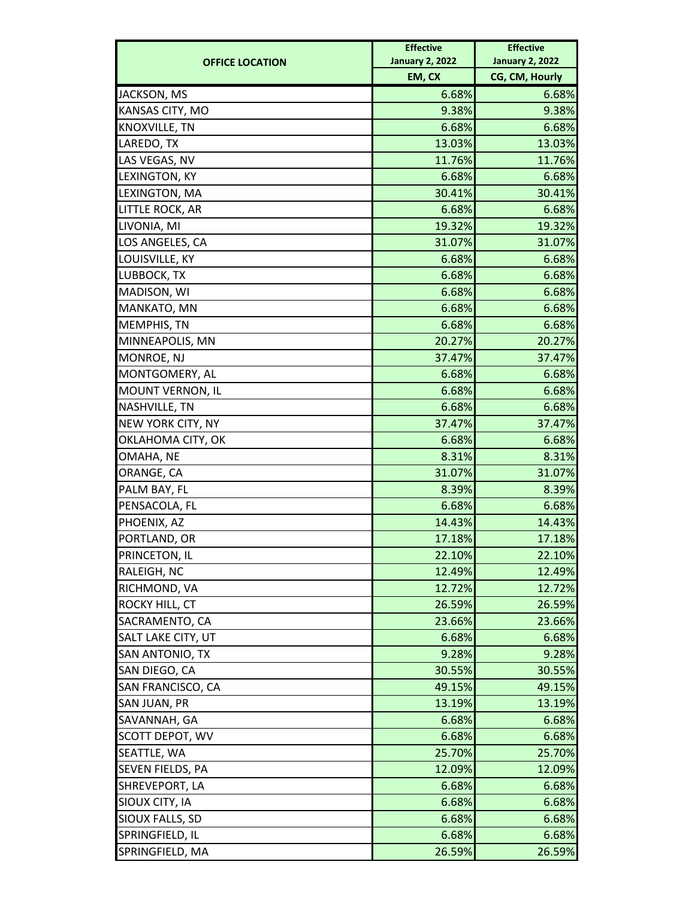| OFFICE LOCATION | Effective January 2, 2022 | Effective January 2, 2022 |
|---|---|---|
| | EM, CX | CG, CM, Hourly |
| JACKSON, MS | 6.68% | 6.68% |
| KANSAS CITY, MO | 9.38% | 9.38% |
| KNOXVILLE, TN | 6.68% | 6.68% |
| LAREDO, TX | 13.03% | 13.03% |
| LAS VEGAS, NV | 11.76% | 11.76% |
| LEXINGTON, KY | 6.68% | 6.68% |
| LEXINGTON, MA | 30.41% | 30.41% |
| LITTLE ROCK, AR | 6.68% | 6.68% |
| LIVONIA, MI | 19.32% | 19.32% |
| LOS ANGELES, CA | 31.07% | 31.07% |
| LOUISVILLE, KY | 6.68% | 6.68% |
| LUBBOCK, TX | 6.68% | 6.68% |
| MADISON, WI | 6.68% | 6.68% |
| MANKATO, MN | 6.68% | 6.68% |
| MEMPHIS, TN | 6.68% | 6.68% |
| MINNEAPOLIS, MN | 20.27% | 20.27% |
| MONROE, NJ | 37.47% | 37.47% |
| MONTGOMERY, AL | 6.68% | 6.68% |
| MOUNT VERNON, IL | 6.68% | 6.68% |
| NASHVILLE, TN | 6.68% | 6.68% |
| NEW YORK CITY, NY | 37.47% | 37.47% |
| OKLAHOMA CITY, OK | 6.68% | 6.68% |
| OMAHA, NE | 8.31% | 8.31% |
| ORANGE, CA | 31.07% | 31.07% |
| PALM BAY, FL | 8.39% | 8.39% |
| PENSACOLA, FL | 6.68% | 6.68% |
| PHOENIX, AZ | 14.43% | 14.43% |
| PORTLAND, OR | 17.18% | 17.18% |
| PRINCETON, IL | 22.10% | 22.10% |
| RALEIGH, NC | 12.49% | 12.49% |
| RICHMOND, VA | 12.72% | 12.72% |
| ROCKY HILL, CT | 26.59% | 26.59% |
| SACRAMENTO, CA | 23.66% | 23.66% |
| SALT LAKE CITY, UT | 6.68% | 6.68% |
| SAN ANTONIO, TX | 9.28% | 9.28% |
| SAN DIEGO, CA | 30.55% | 30.55% |
| SAN FRANCISCO, CA | 49.15% | 49.15% |
| SAN JUAN, PR | 13.19% | 13.19% |
| SAVANNAH, GA | 6.68% | 6.68% |
| SCOTT DEPOT, WV | 6.68% | 6.68% |
| SEATTLE, WA | 25.70% | 25.70% |
| SEVEN FIELDS, PA | 12.09% | 12.09% |
| SHREVEPORT, LA | 6.68% | 6.68% |
| SIOUX CITY, IA | 6.68% | 6.68% |
| SIOUX FALLS, SD | 6.68% | 6.68% |
| SPRINGFIELD, IL | 6.68% | 6.68% |
| SPRINGFIELD, MA | 26.59% | 26.59% |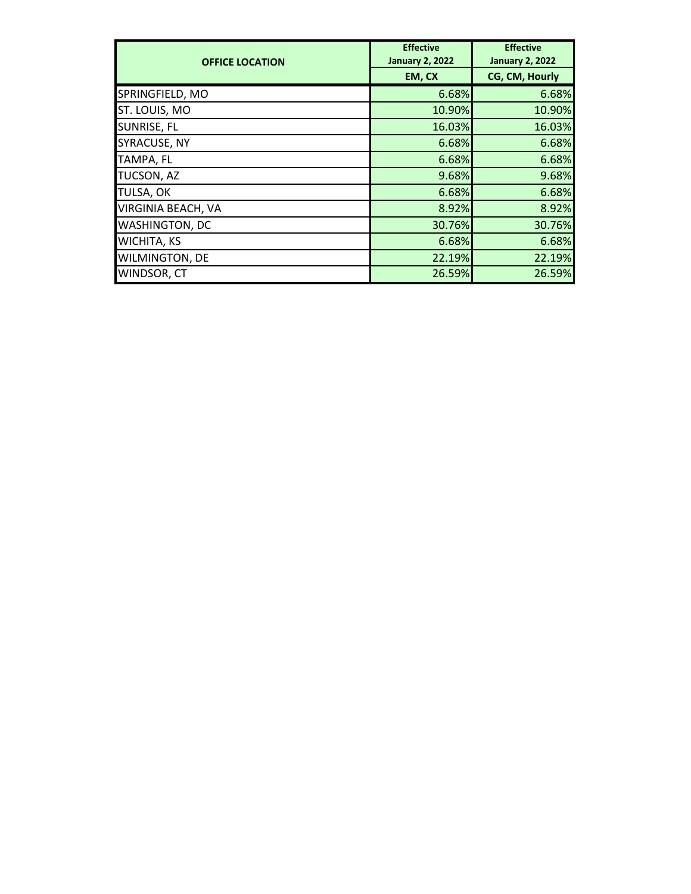| OFFICE LOCATION | Effective January 2, 2022 | Effective January 2, 2022 |
| --- | --- | --- |
| | EM, CX | CG, CM, Hourly |
| SPRINGFIELD, MO | 6.68% | 6.68% |
| ST. LOUIS, MO | 10.90% | 10.90% |
| SUNRISE, FL | 16.03% | 16.03% |
| SYRACUSE, NY | 6.68% | 6.68% |
| TAMPA, FL | 6.68% | 6.68% |
| TUCSON, AZ | 9.68% | 9.68% |
| TULSA, OK | 6.68% | 6.68% |
| VIRGINIA BEACH, VA | 8.92% | 8.92% |
| WASHINGTON, DC | 30.76% | 30.76% |
| WICHITA, KS | 6.68% | 6.68% |
| WILMINGTON, DE | 22.19% | 22.19% |
| WINDSOR, CT | 26.59% | 26.59% |